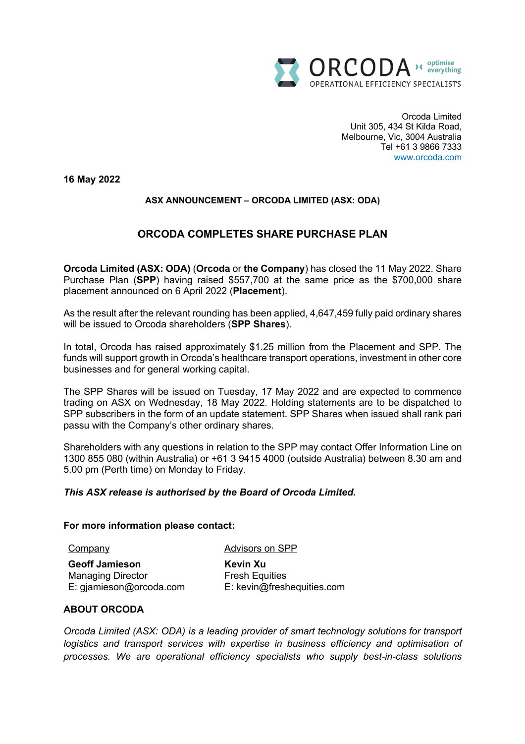Orcoda Limited
Unit 305, 434 St Kilda Road,
Melbourne, Vic, 3004 Australia
Tel +61 3 9866 7333
www.orcoda.com

**16 May 2022**

**ASX ANNOUNCEMENT – ORCODA LIMITED (ASX: ODA)**

# ORCODA COMPLETES SHARE PURCHASE PLAN

**Orcoda Limited (ASX: ODA)** (**Orcoda** or **the Company**) has closed the 11 May 2022. Share Purchase Plan (**SPP**) having raised $557,700 at the same price as the $700,000 share placement announced on 6 April 2022 (**Placement**).

As the result after the relevant rounding has been applied, 4,647,459 fully paid ordinary shares will be issued to Orcoda shareholders (**SPP Shares**).

In total, Orcoda has raised approximately $1.25 million from the Placement and SPP. The funds will support growth in Orcoda's healthcare transport operations, investment in other core businesses and for general working capital.

The SPP Shares will be issued on Tuesday, 17 May 2022 and are expected to commence trading on ASX on Wednesday, 18 May 2022. Holding statements are to be dispatched to SPP subscribers in the form of an update statement. SPP Shares when issued shall rank pari passu with the Company's other ordinary shares.

Shareholders with any questions in relation to the SPP may contact Offer Information Line on 1300 855 080 (within Australia) or +61 3 9415 4000 (outside Australia) between 8.30 am and 5.00 pm (Perth time) on Monday to Friday.

***This ASX release is authorised by the Board of Orcoda Limited.***

**For more information please contact:**

| Company | Advisors on SPP |
|---|---|
| **Geoff Jamieson** | **Kevin Xu** |
| Managing Director | Fresh Equities |
| E: gjamieson@orcoda.com | E: kevin@freshequities.com |

**ABOUT ORCODA**

*Orcoda Limited (ASX: ODA) is a leading provider of smart technology solutions for transport logistics and transport services with expertise in business efficiency and optimisation of processes. We are operational efficiency specialists who supply best-in-class solutions*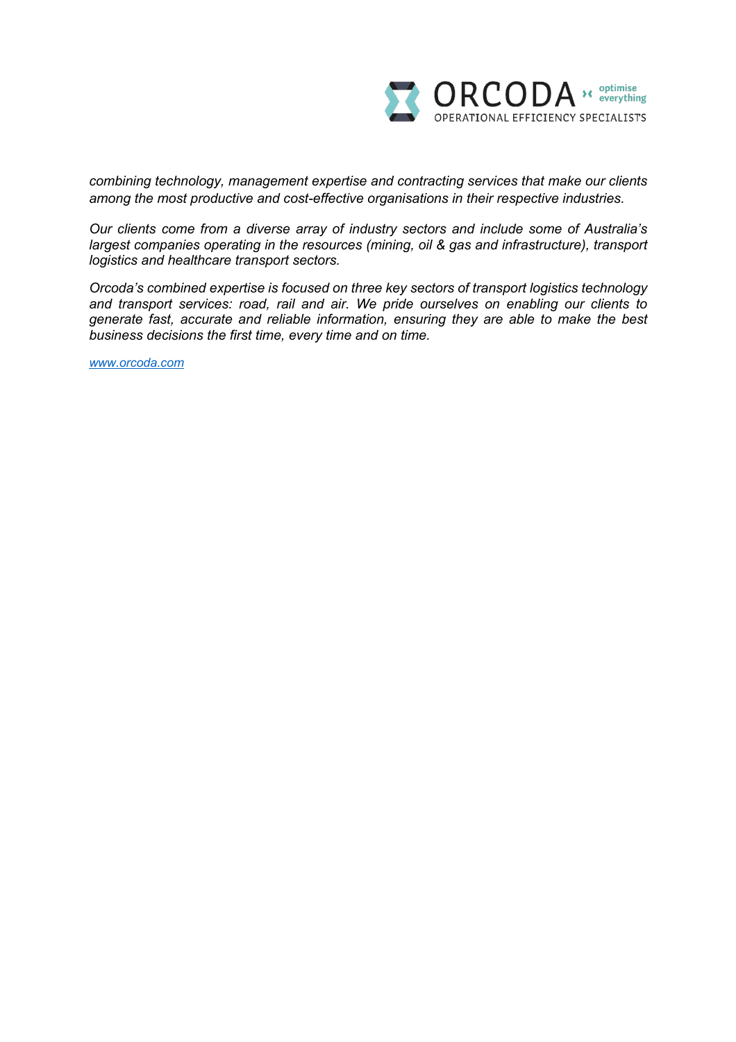*combining technology, management expertise and contracting services that make our clients among the most productive and cost-effective organisations in their respective industries.*

*Our clients come from a diverse array of industry sectors and include some of Australia's largest companies operating in the resources (mining, oil & gas and infrastructure), transport logistics and healthcare transport sectors.*

*Orcoda's combined expertise is focused on three key sectors of transport logistics technology and transport services: road, rail and air. We pride ourselves on enabling our clients to generate fast, accurate and reliable information, ensuring they are able to make the best business decisions the first time, every time and on time.*

*www.orcoda.com*